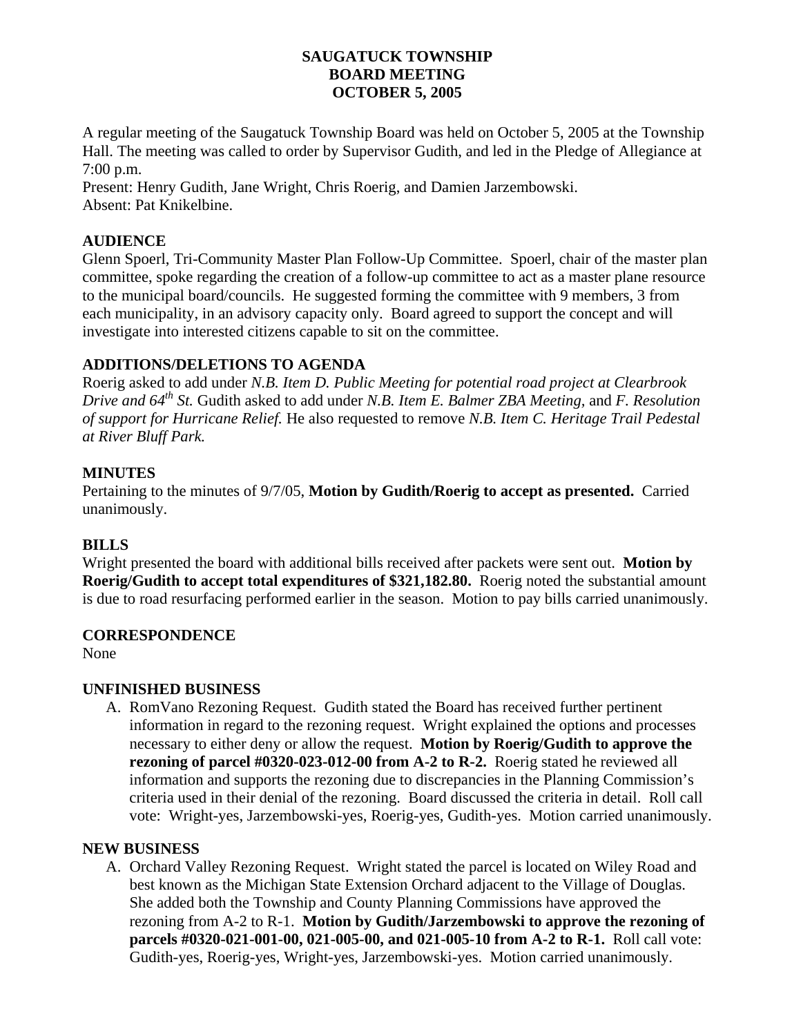# SAUGATUCK TOWNSHIP
# BOARD MEETING
# OCTOBER 5, 2005

A regular meeting of the Saugatuck Township Board was held on October 5, 2005 at the Township Hall. The meeting was called to order by Supervisor Gudith, and led in the Pledge of Allegiance at 7:00 p.m.
Present: Henry Gudith, Jane Wright, Chris Roerig, and Damien Jarzembowski.
Absent: Pat Knikelbine.

## AUDIENCE

Glenn Spoerl, Tri-Community Master Plan Follow-Up Committee. Spoerl, chair of the master plan committee, spoke regarding the creation of a follow-up committee to act as a master plane resource to the municipal board/councils. He suggested forming the committee with 9 members, 3 from each municipality, in an advisory capacity only. Board agreed to support the concept and will investigate into interested citizens capable to sit on the committee.

## ADDITIONS/DELETIONS TO AGENDA

Roerig asked to add under *N.B. Item D. Public Meeting for potential road project at Clearbrook Drive and 64th St.* Gudith asked to add under *N.B. Item E. Balmer ZBA Meeting,* and *F. Resolution of support for Hurricane Relief.* He also requested to remove *N.B. Item C. Heritage Trail Pedestal at River Bluff Park.*

## MINUTES

Pertaining to the minutes of 9/7/05, **Motion by Gudith/Roerig to accept as presented.** Carried unanimously.

## BILLS

Wright presented the board with additional bills received after packets were sent out. **Motion by Roerig/Gudith to accept total expenditures of $321,182.80.** Roerig noted the substantial amount is due to road resurfacing performed earlier in the season. Motion to pay bills carried unanimously.

## CORRESPONDENCE

None

## UNFINISHED BUSINESS

A. RomVano Rezoning Request. Gudith stated the Board has received further pertinent information in regard to the rezoning request. Wright explained the options and processes necessary to either deny or allow the request. **Motion by Roerig/Gudith to approve the rezoning of parcel #0320-023-012-00 from A-2 to R-2.** Roerig stated he reviewed all information and supports the rezoning due to discrepancies in the Planning Commission's criteria used in their denial of the rezoning. Board discussed the criteria in detail. Roll call vote: Wright-yes, Jarzembowski-yes, Roerig-yes, Gudith-yes. Motion carried unanimously.

## NEW BUSINESS

A. Orchard Valley Rezoning Request. Wright stated the parcel is located on Wiley Road and best known as the Michigan State Extension Orchard adjacent to the Village of Douglas. She added both the Township and County Planning Commissions have approved the rezoning from A-2 to R-1. **Motion by Gudith/Jarzembowski to approve the rezoning of parcels #0320-021-001-00, 021-005-00, and 021-005-10 from A-2 to R-1.** Roll call vote: Gudith-yes, Roerig-yes, Wright-yes, Jarzembowski-yes. Motion carried unanimously.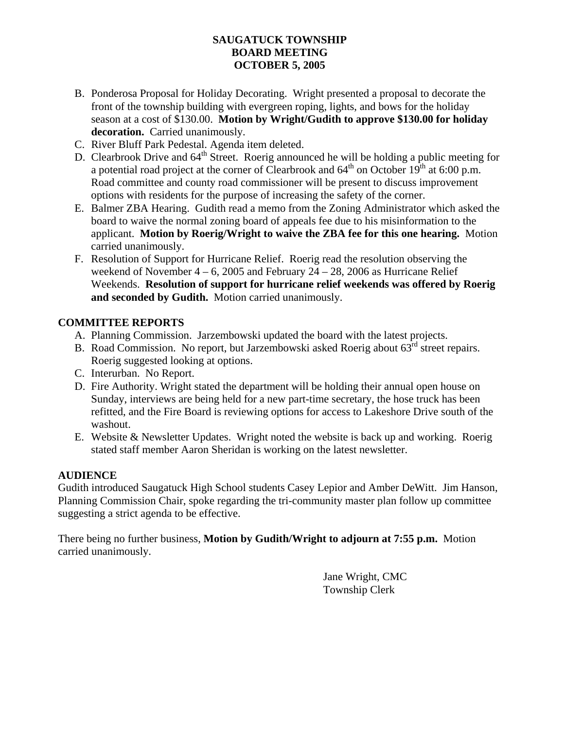# SAUGATUCK TOWNSHIP
## BOARD MEETING
## OCTOBER 5, 2005

B. Ponderosa Proposal for Holiday Decorating. Wright presented a proposal to decorate the front of the township building with evergreen roping, lights, and bows for the holiday season at a cost of $130.00. **Motion by Wright/Gudith to approve $130.00 for holiday decoration.** Carried unanimously.

C. River Bluff Park Pedestal. Agenda item deleted.

D. Clearbrook Drive and 64th Street. Roerig announced he will be holding a public meeting for a potential road project at the corner of Clearbrook and 64th on October 19th at 6:00 p.m. Road committee and county road commissioner will be present to discuss improvement options with residents for the purpose of increasing the safety of the corner.

E. Balmer ZBA Hearing. Gudith read a memo from the Zoning Administrator which asked the board to waive the normal zoning board of appeals fee due to his misinformation to the applicant. **Motion by Roerig/Wright to waive the ZBA fee for this one hearing.** Motion carried unanimously.

F. Resolution of Support for Hurricane Relief. Roerig read the resolution observing the weekend of November 4 – 6, 2005 and February 24 – 28, 2006 as Hurricane Relief Weekends. **Resolution of support for hurricane relief weekends was offered by Roerig and seconded by Gudith.** Motion carried unanimously.

## COMMITTEE REPORTS

A. Planning Commission. Jarzembowski updated the board with the latest projects.

B. Road Commission. No report, but Jarzembowski asked Roerig about 63rd street repairs. Roerig suggested looking at options.

C. Interurban. No Report.

D. Fire Authority. Wright stated the department will be holding their annual open house on Sunday, interviews are being held for a new part-time secretary, the hose truck has been refitted, and the Fire Board is reviewing options for access to Lakeshore Drive south of the washout.

E. Website & Newsletter Updates. Wright noted the website is back up and working. Roerig stated staff member Aaron Sheridan is working on the latest newsletter.

## AUDIENCE

Gudith introduced Saugatuck High School students Casey Lepior and Amber DeWitt. Jim Hanson, Planning Commission Chair, spoke regarding the tri-community master plan follow up committee suggesting a strict agenda to be effective.

There being no further business, **Motion by Gudith/Wright to adjourn at 7:55 p.m.** Motion carried unanimously.

Jane Wright, CMC
Township Clerk